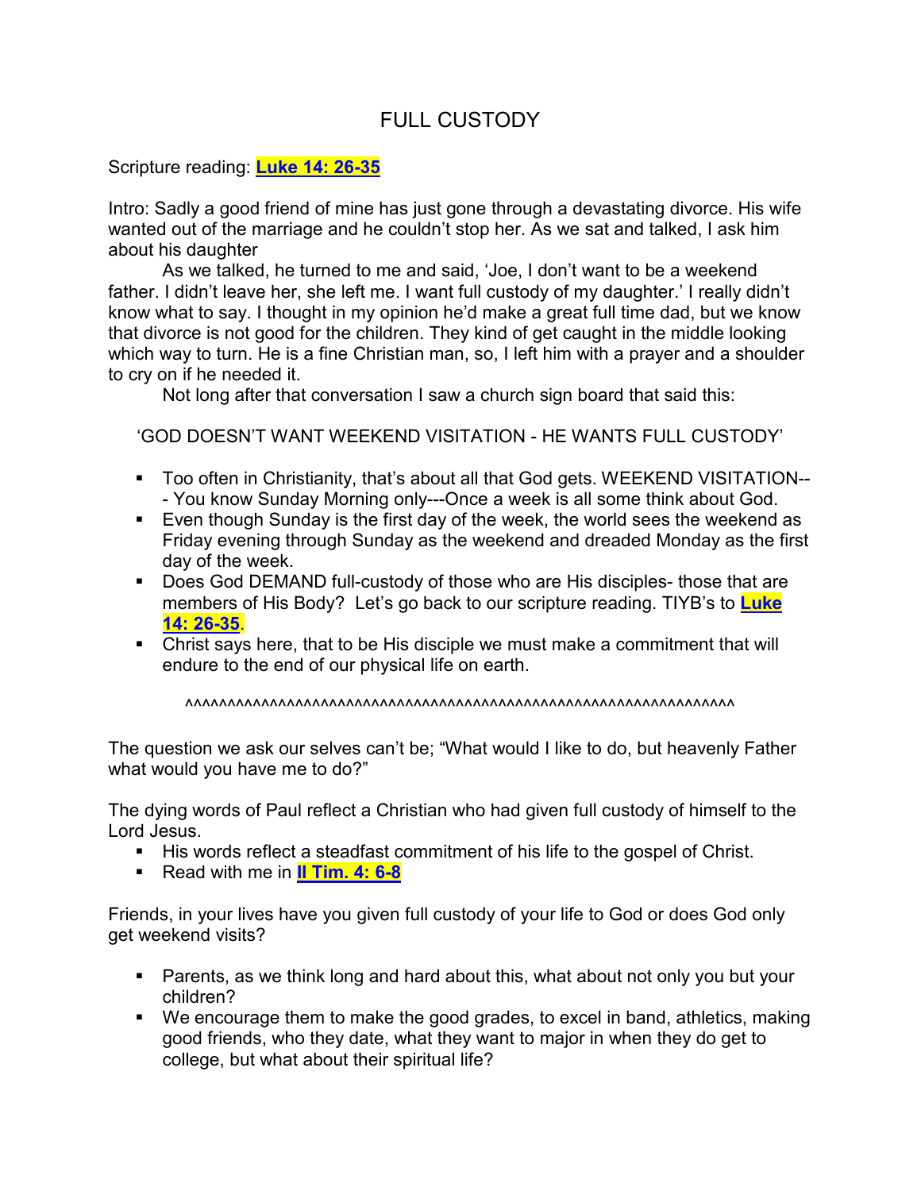# FULL CUSTODY

Scripture reading: **Luke 14: 26-35**

Intro: Sadly a good friend of mine has just gone through a devastating divorce. His wife wanted out of the marriage and he couldn't stop her. As we sat and talked, I ask him about his daughter

As we talked, he turned to me and said, 'Joe, I don't want to be a weekend father. I didn't leave her, she left me. I want full custody of my daughter.' I really didn't know what to say. I thought in my opinion he'd make a great full time dad, but we know that divorce is not good for the children. They kind of get caught in the middle looking which way to turn. He is a fine Christian man, so, I left him with a prayer and a shoulder to cry on if he needed it.

Not long after that conversation I saw a church sign board that said this:

'GOD DOESN'T WANT WEEKEND VISITATION - HE WANTS FULL CUSTODY'

- Too often in Christianity, that's about all that God gets. WEEKEND VISITATION---- You know Sunday Morning only---Once a week is all some think about God.
- Even though Sunday is the first day of the week, the world sees the weekend as Friday evening through Sunday as the weekend and dreaded Monday as the first day of the week.
- Does God DEMAND full-custody of those who are His disciples- those that are members of His Body? Let's go back to our scripture reading. TIYB's to **Luke 14: 26-35**.
- Christ says here, that to be His disciple we must make a commitment that will endure to the end of our physical life on earth.

^^^^^^^^^^^^^^^^^^^^^^^^^^^^^^^^^^^^^^^^^^^^^^^^^^^^^^^^^^^^^^^^^^^^^^

The question we ask our selves can't be; "What would I like to do, but heavenly Father what would you have me to do?"

The dying words of Paul reflect a Christian who had given full custody of himself to the Lord Jesus.

- His words reflect a steadfast commitment of his life to the gospel of Christ.
- Read with me in **II Tim. 4: 6-8**

Friends, in your lives have you given full custody of your life to God or does God only get weekend visits?

- Parents, as we think long and hard about this, what about not only you but your children?
- We encourage them to make the good grades, to excel in band, athletics, making good friends, who they date, what they want to major in when they do get to college, but what about their spiritual life?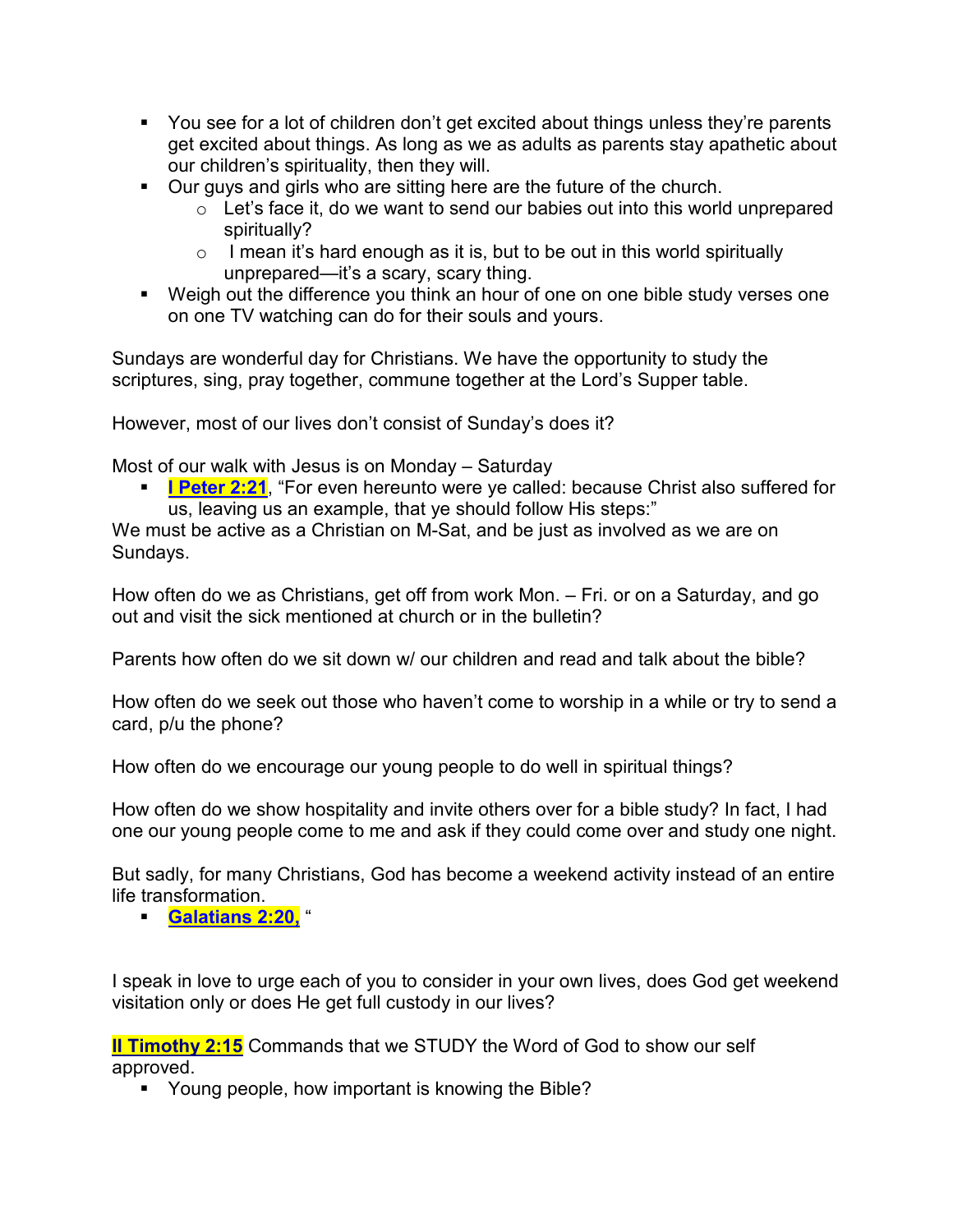- You see for a lot of children don't get excited about things unless they're parents get excited about things. As long as we as adults as parents stay apathetic about our children's spirituality, then they will.
- Our guys and girls who are sitting here are the future of the church.
    - Let's face it, do we want to send our babies out into this world unprepared spiritually?
    - I mean it's hard enough as it is, but to be out in this world spiritually unprepared—it's a scary, scary thing.
- Weigh out the difference you think an hour of one on one bible study verses one on one TV watching can do for their souls and yours.

Sundays are wonderful day for Christians. We have the opportunity to study the scriptures, sing, pray together, commune together at the Lord's Supper table.

However, most of our lives don't consist of Sunday's does it?

Most of our walk with Jesus is on Monday – Saturday

- **I Peter 2:21**, "For even hereunto were ye called: because Christ also suffered for us, leaving us an example, that ye should follow His steps:"

We must be active as a Christian on M-Sat, and be just as involved as we are on Sundays.

How often do we as Christians, get off from work Mon. – Fri. or on a Saturday, and go out and visit the sick mentioned at church or in the bulletin?

Parents how often do we sit down w/ our children and read and talk about the bible?

How often do we seek out those who haven't come to worship in a while or try to send a card, p/u the phone?

How often do we encourage our young people to do well in spiritual things?

How often do we show hospitality and invite others over for a bible study? In fact, I had one our young people come to me and ask if they could come over and study one night.

But sadly, for many Christians, God has become a weekend activity instead of an entire life transformation.

- **Galatians 2:20,** "

I speak in love to urge each of you to consider in your own lives, does God get weekend visitation only or does He get full custody in our lives?

**II Timothy 2:15** Commands that we STUDY the Word of God to show our self approved.

- Young people, how important is knowing the Bible?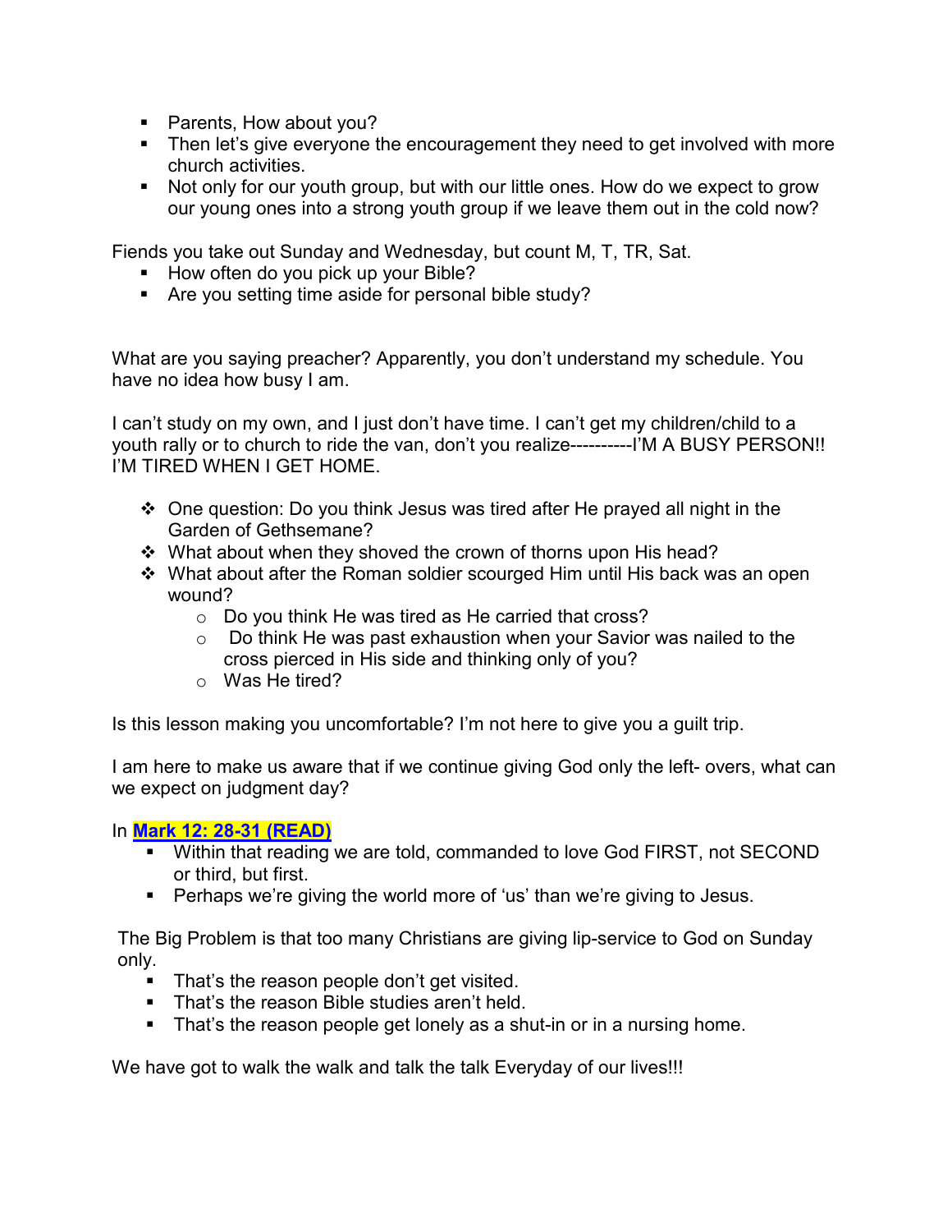- Parents, How about you?
- Then let's give everyone the encouragement they need to get involved with more church activities.
- Not only for our youth group, but with our little ones. How do we expect to grow our young ones into a strong youth group if we leave them out in the cold now?

Fiends you take out Sunday and Wednesday, but count M, T, TR, Sat.

- How often do you pick up your Bible?
- Are you setting time aside for personal bible study?

What are you saying preacher? Apparently, you don't understand my schedule. You have no idea how busy I am.

I can't study on my own, and I just don't have time. I can't get my children/child to a youth rally or to church to ride the van, don't you realize----------I'M A BUSY PERSON!! I'M TIRED WHEN I GET HOME.

- One question: Do you think Jesus was tired after He prayed all night in the Garden of Gethsemane?
- What about when they shoved the crown of thorns upon His head?
- What about after the Roman soldier scourged Him until His back was an open wound?
    - Do you think He was tired as He carried that cross?
    - Do think He was past exhaustion when your Savior was nailed to the cross pierced in His side and thinking only of you?
    - Was He tired?

Is this lesson making you uncomfortable? I'm not here to give you a guilt trip.

I am here to make us aware that if we continue giving God only the left- overs, what can we expect on judgment day?

In **Mark 12: 28-31 (READ)**

- Within that reading we are told, commanded to love God FIRST, not SECOND or third, but first.
- Perhaps we're giving the world more of 'us' than we're giving to Jesus.

The Big Problem is that too many Christians are giving lip-service to God on Sunday only.

- That's the reason people don't get visited.
- That's the reason Bible studies aren't held.
- That's the reason people get lonely as a shut-in or in a nursing home.

We have got to walk the walk and talk the talk Everyday of our lives!!!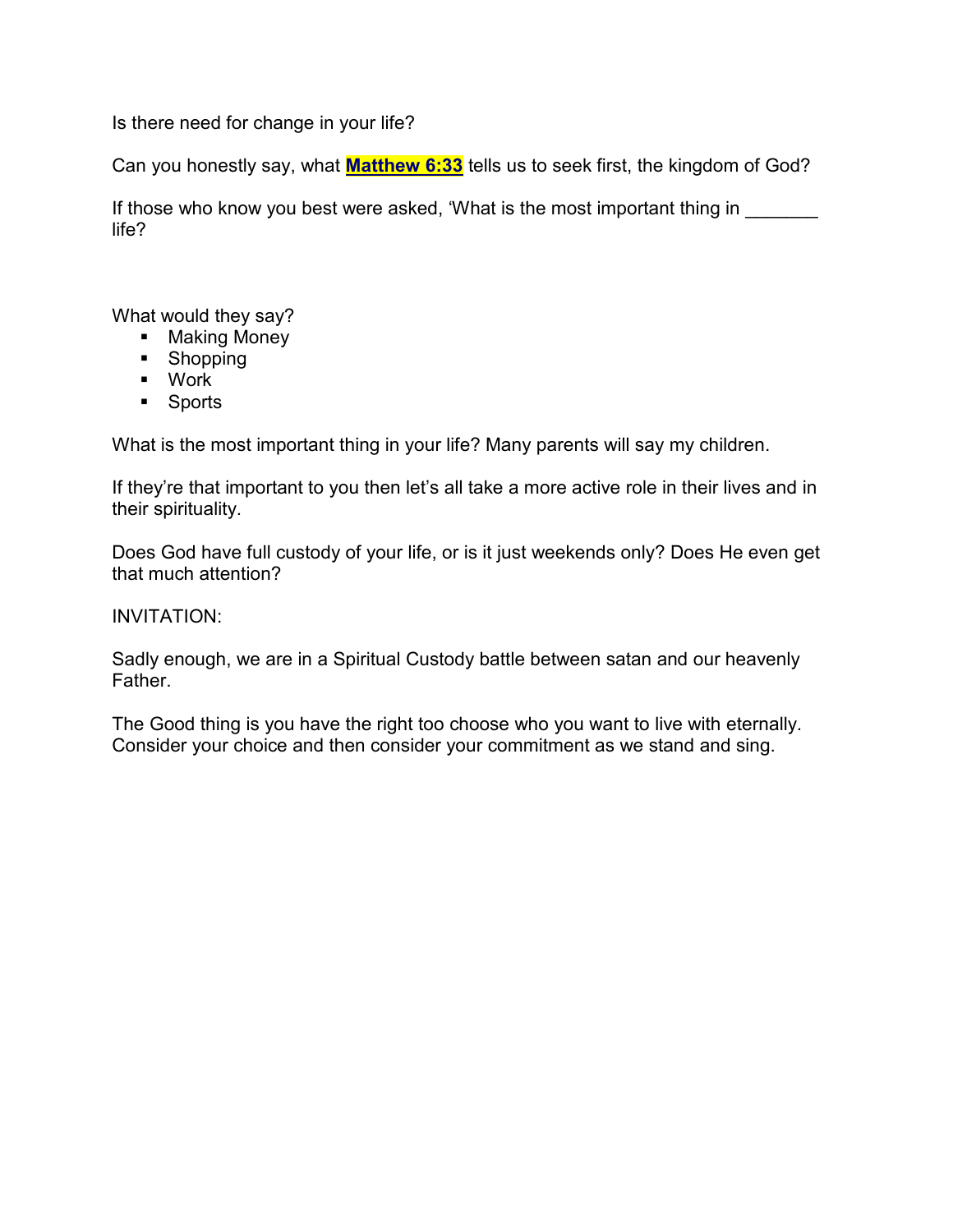Is there need for change in your life?

Can you honestly say, what **Matthew 6:33** tells us to seek first, the kingdom of God?

If those who know you best were asked, 'What is the most important thing in _______ life?

What would they say?

- Making Money
- Shopping
- Work
- Sports

What is the most important thing in your life? Many parents will say my children.

If they're that important to you then let's all take a more active role in their lives and in their spirituality.

Does God have full custody of your life, or is it just weekends only? Does He even get that much attention?

INVITATION:

Sadly enough, we are in a Spiritual Custody battle between satan and our heavenly Father.

The Good thing is you have the right too choose who you want to live with eternally. Consider your choice and then consider your commitment as we stand and sing.